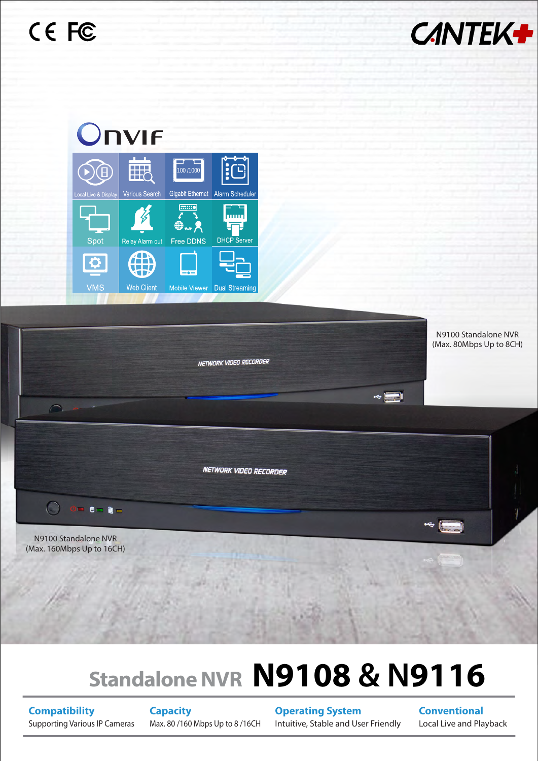CE FC

CANTEK+

ONVIF

- Local Live & Display
- Various Search
- Gigabit Ethernet
- Alarm Scheduler
- Spot
- Relay Alarm out
- Free DDNS
- DHCP Server
- VMS
- Web Client
- Mobile Viewer
- Dual Streaming

N9100 Standalone NVR
(Max. 80Mbps Up to 8CH)

N9100 Standalone NVR
(Max. 160Mbps Up to 16CH)

# Standalone NVR **N9108 & N9116**

| **Compatibility** | **Capacity** | **Operating System** | **Conventional** |
|---|---|---|---|
| Supporting Various IP Cameras | Max. 80 /160 Mbps Up to 8 /16CH | Intuitive, Stable and User Friendly | Local Live and Playback |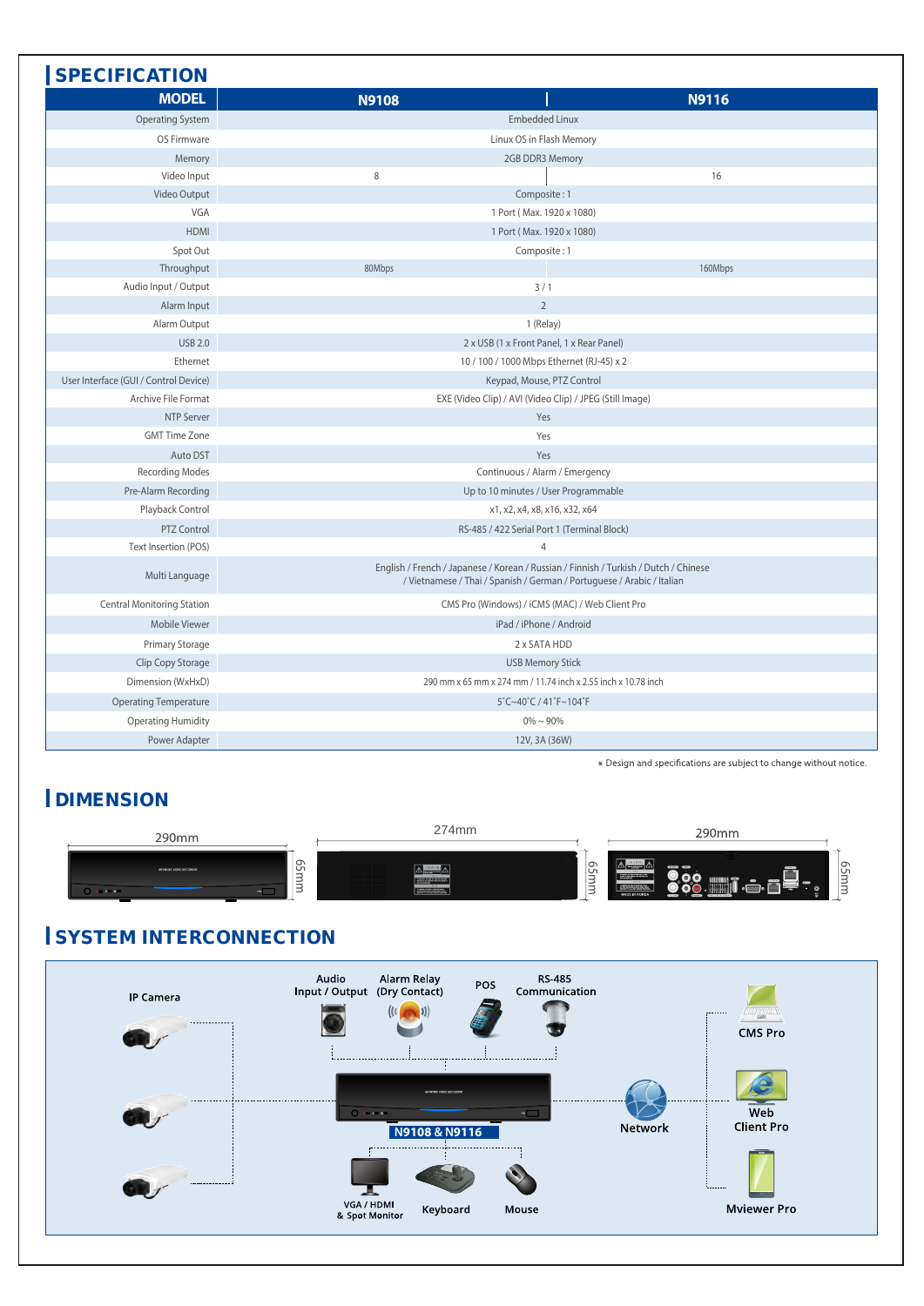## SPECIFICATION

| MODEL | N9108 | N9116 |
|---|---|---|
| Operating System | Embedded Linux | |
| OS Firmware | Linux OS in Flash Memory | |
| Memory | 2GB DDR3 Memory | |
| Video Input | 8 | 16 |
| Video Output | Composite : 1 | |
| VGA | 1 Port ( Max. 1920 x 1080) | |
| HDMI | 1 Port ( Max. 1920 x 1080) | |
| Spot Out | Composite : 1 | |
| Throughput | 80Mbps | 160Mbps |
| Audio Input / Output | 3 / 1 | |
| Alarm Input | 2 | |
| Alarm Output | 1 (Relay) | |
| USB 2.0 | 2 x USB (1 x Front Panel, 1 x Rear Panel) | |
| Ethernet | 10 / 100 / 1000 Mbps Ethernet (RJ-45) x 2 | |
| User Interface (GUI / Control Device) | Keypad, Mouse, PTZ Control | |
| Archive File Format | EXE (Video Clip) / AVI (Video Clip) / JPEG (Still Image) | |
| NTP Server | Yes | |
| GMT Time Zone | Yes | |
| Auto DST | Yes | |
| Recording Modes | Continuous / Alarm / Emergency | |
| Pre-Alarm Recording | Up to 10 minutes / User Programmable | |
| Playback Control | x1, x2, x4, x8, x16, x32, x64 | |
| PTZ Control | RS-485 / 422 Serial Port 1 (Terminal Block) | |
| Text Insertion (POS) | 4 | |
| Multi Language | English / French / Japanese / Korean / Russian / Finnish / Turkish / Dutch / Chinese / Vietnamese / Thai / Spanish / German / Portuguese / Arabic / Italian | |
| Central Monitoring Station | CMS Pro (Windows) / iCMS (MAC) / Web Client Pro | |
| Mobile Viewer | iPad / iPhone / Android | |
| Primary Storage | 2 x SATA HDD | |
| Clip Copy Storage | USB Memory Stick | |
| Dimension (WxHxD) | 290 mm x 65 mm x 274 mm / 11.74 inch x 2.55 inch x 10.78 inch | |
| Operating Temperature | 5˚C~40˚C / 41˚F~104˚F | |
| Operating Humidity | 0% ~ 90% | |
| Power Adapter | 12V, 3A (36W) | |

* Design and specifications are subject to change without notice.

## DIMENSION

290mm
65mm
274mm
65mm
290mm
65mm

## SYSTEM INTERCONNECTION

IP Camera
Audio Input / Output
Alarm Relay (Dry Contact)
POS
RS-485 Communication
N9108 & N9116
Network
CMS Pro
Web Client Pro
Mviewer Pro
VGA / HDMI & Spot Monitor
Keyboard
Mouse